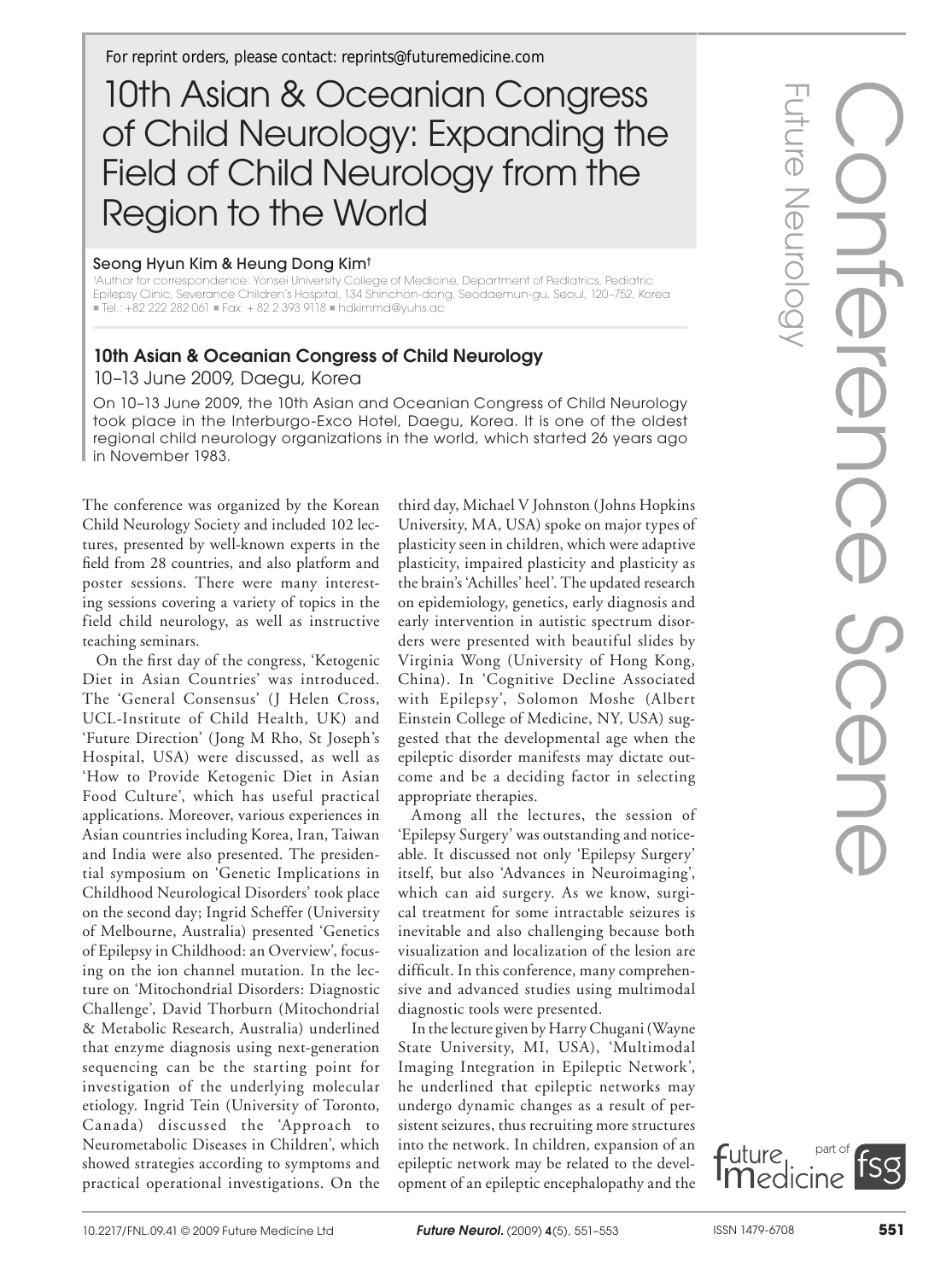For reprint orders, please contact: reprints@futuremedicine.com

# 10th Asian & Oceanian Congress of Child Neurology: Expanding the Field of Child Neurology from the Region to the World

Seong Hyun Kim & Heung Dong Kim†

†Author for correspondence: Yonsei University College of Medicine, Department of Pediatrics, Pediatric Epilepsy Clinic, Severance Children's Hospital, 134 Shinchon-dong, Seodaemun-gu, Seoul, 120–752, Korea ■ Tel.: +82 222 282 061 ■ Fax: + 82 2 393 9118 ■ hdkimmd@yuhs.ac

## 10th Asian & Oceanian Congress of Child Neurology

10–13 June 2009, Daegu, Korea

On 10–13 June 2009, the 10th Asian and Oceanian Congress of Child Neurology took place in the Interburgo-Exco Hotel, Daegu, Korea. It is one of the oldest regional child neurology organizations in the world, which started 26 years ago in November 1983.

The conference was organized by the Korean Child Neurology Society and included 102 lectures, presented by well-known experts in the field from 28 countries, and also platform and poster sessions. There were many interesting sessions covering a variety of topics in the field child neurology, as well as instructive teaching seminars.

On the first day of the congress, 'Ketogenic Diet in Asian Countries' was introduced. The 'General Consensus' (J Helen Cross, UCL-Institute of Child Health, UK) and 'Future Direction' (Jong M Rho, St Joseph's Hospital, USA) were discussed, as well as 'How to Provide Ketogenic Diet in Asian Food Culture', which has useful practical applications. Moreover, various experiences in Asian countries including Korea, Iran, Taiwan and India were also presented. The presidential symposium on 'Genetic Implications in Childhood Neurological Disorders' took place on the second day; Ingrid Scheffer (University of Melbourne, Australia) presented 'Genetics of Epilepsy in Childhood: an Overview', focusing on the ion channel mutation. In the lecture on 'Mitochondrial Disorders: Diagnostic Challenge', David Thorburn (Mitochondrial & Metabolic Research, Australia) underlined that enzyme diagnosis using next-generation sequencing can be the starting point for investigation of the underlying molecular etiology. Ingrid Tein (University of Toronto, Canada) discussed the 'Approach to Neurometabolic Diseases in Children', which showed strategies according to symptoms and practical operational investigations. On the third day, Michael V Johnston (Johns Hopkins University, MA, USA) spoke on major types of plasticity seen in children, which were adaptive plasticity, impaired plasticity and plasticity as the brain's 'Achilles' heel'. The updated research on epidemiology, genetics, early diagnosis and early intervention in autistic spectrum disorders were presented with beautiful slides by Virginia Wong (University of Hong Kong, China). In 'Cognitive Decline Associated with Epilepsy', Solomon Moshe (Albert Einstein College of Medicine, NY, USA) suggested that the developmental age when the epileptic disorder manifests may dictate outcome and be a deciding factor in selecting appropriate therapies.

Among all the lectures, the session of 'Epilepsy Surgery' was outstanding and noticeable. It discussed not only 'Epilepsy Surgery' itself, but also 'Advances in Neuroimaging', which can aid surgery. As we know, surgical treatment for some intractable seizures is inevitable and also challenging because both visualization and localization of the lesion are difficult. In this conference, many comprehensive and advanced studies using multimodal diagnostic tools were presented.

In the lecture given by Harry Chugani (Wayne State University, MI, USA), 'Multimodal Imaging Integration in Epileptic Network', he underlined that epileptic networks may undergo dynamic changes as a result of persistent seizures, thus recruiting more structures into the network. In children, expansion of an epileptic network may be related to the development of an epileptic encephalopathy and the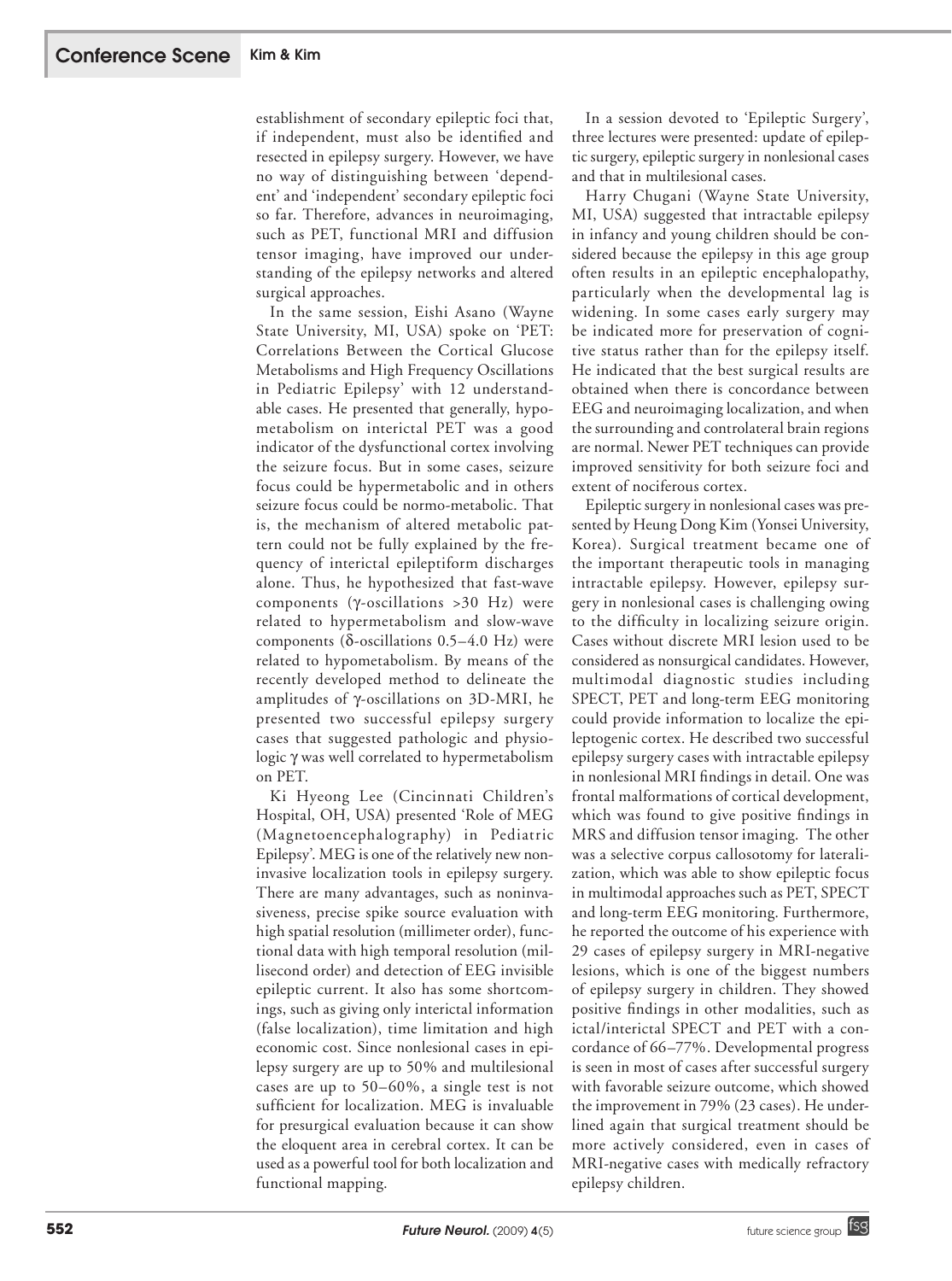establishment of secondary epileptic foci that, if independent, must also be identified and resected in epilepsy surgery. However, we have no way of distinguishing between 'dependent' and 'independent' secondary epileptic foci so far. Therefore, advances in neuroimaging, such as PET, functional MRI and diffusion tensor imaging, have improved our understanding of the epilepsy networks and altered surgical approaches.

In the same session, Eishi Asano (Wayne State University, MI, USA) spoke on 'PET: Correlations Between the Cortical Glucose Metabolisms and High Frequency Oscillations in Pediatric Epilepsy' with 12 understandable cases. He presented that generally, hypometabolism on interictal PET was a good indicator of the dysfunctional cortex involving the seizure focus. But in some cases, seizure focus could be hypermetabolic and in others seizure focus could be normo-metabolic. That is, the mechanism of altered metabolic pattern could not be fully explained by the frequency of interictal epileptiform discharges alone. Thus, he hypothesized that fast-wave components (γ-oscillations >30 Hz) were related to hypermetabolism and slow-wave components (δ-oscillations 0.5–4.0 Hz) were related to hypometabolism. By means of the recently developed method to delineate the amplitudes of γ-oscillations on 3D-MRI, he presented two successful epilepsy surgery cases that suggested pathologic and physiologic γ was well correlated to hypermetabolism on PET.

Ki Hyeong Lee (Cincinnati Children's Hospital, OH, USA) presented 'Role of MEG (Magnetoencephalography) in Pediatric Epilepsy'. MEG is one of the relatively new noninvasive localization tools in epilepsy surgery. There are many advantages, such as noninvasiveness, precise spike source evaluation with high spatial resolution (millimeter order), functional data with high temporal resolution (millisecond order) and detection of EEG invisible epileptic current. It also has some shortcomings, such as giving only interictal information (false localization), time limitation and high economic cost. Since nonlesional cases in epilepsy surgery are up to 50% and multilesional cases are up to 50–60%, a single test is not sufficient for localization. MEG is invaluable for presurgical evaluation because it can show the eloquent area in cerebral cortex. It can be used as a powerful tool for both localization and functional mapping.

In a session devoted to 'Epileptic Surgery', three lectures were presented: update of epileptic surgery, epileptic surgery in nonlesional cases and that in multilesional cases.

Harry Chugani (Wayne State University, MI, USA) suggested that intractable epilepsy in infancy and young children should be considered because the epilepsy in this age group often results in an epileptic encephalopathy, particularly when the developmental lag is widening. In some cases early surgery may be indicated more for preservation of cognitive status rather than for the epilepsy itself. He indicated that the best surgical results are obtained when there is concordance between EEG and neuroimaging localization, and when the surrounding and controlateral brain regions are normal. Newer PET techniques can provide improved sensitivity for both seizure foci and extent of nociferous cortex.

Epileptic surgery in nonlesional cases was presented by Heung Dong Kim (Yonsei University, Korea). Surgical treatment became one of the important therapeutic tools in managing intractable epilepsy. However, epilepsy surgery in nonlesional cases is challenging owing to the difficulty in localizing seizure origin. Cases without discrete MRI lesion used to be considered as nonsurgical candidates. However, multimodal diagnostic studies including SPECT, PET and long-term EEG monitoring could provide information to localize the epileptogenic cortex. He described two successful epilepsy surgery cases with intractable epilepsy in nonlesional MRI findings in detail. One was frontal malformations of cortical development, which was found to give positive findings in MRS and diffusion tensor imaging. The other was a selective corpus callosotomy for lateralization, which was able to show epileptic focus in multimodal approaches such as PET, SPECT and long-term EEG monitoring. Furthermore, he reported the outcome of his experience with 29 cases of epilepsy surgery in MRI-negative lesions, which is one of the biggest numbers of epilepsy surgery in children. They showed positive findings in other modalities, such as ictal/interictal SPECT and PET with a concordance of 66–77%. Developmental progress is seen in most of cases after successful surgery with favorable seizure outcome, which showed the improvement in 79% (23 cases). He underlined again that surgical treatment should be more actively considered, even in cases of MRI-negative cases with medically refractory epilepsy children.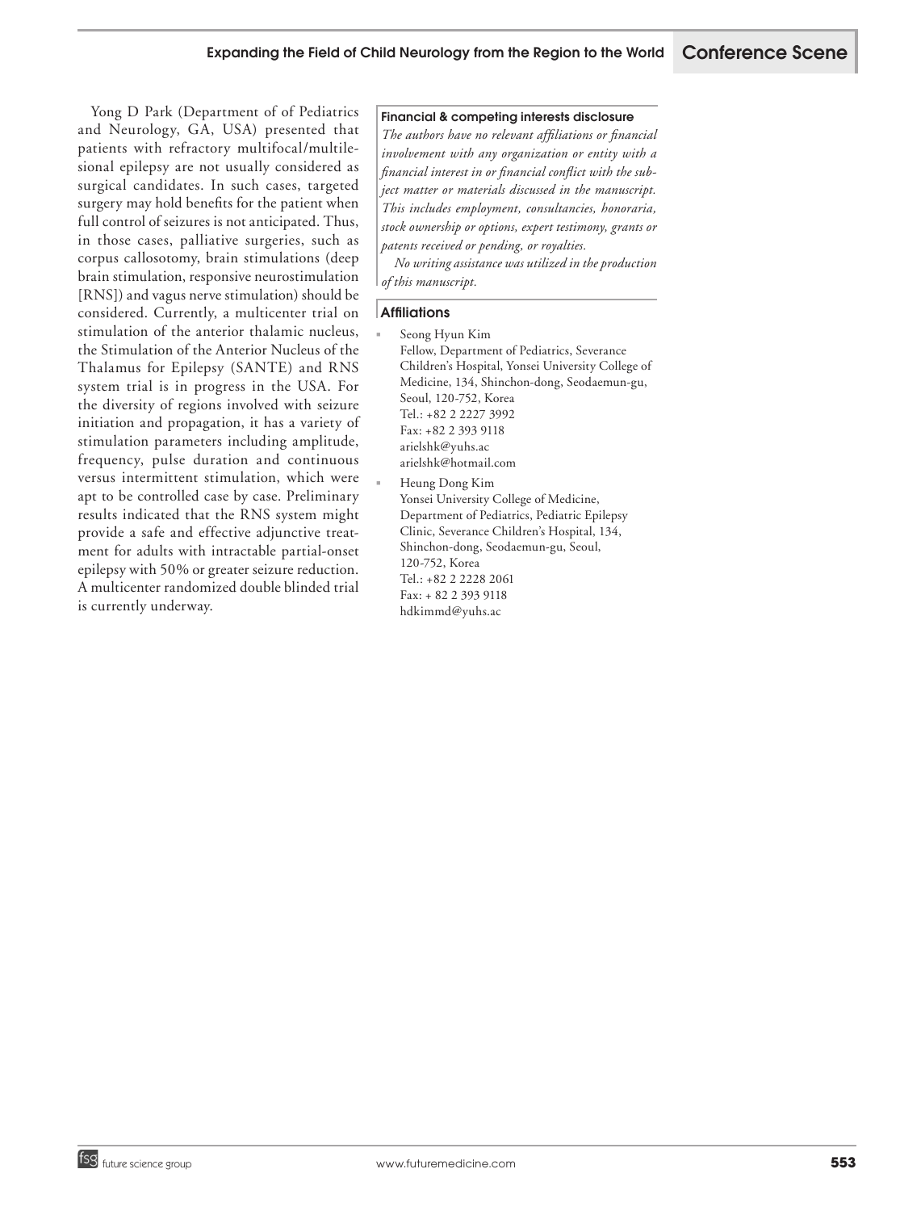Yong D Park (Department of of Pediatrics and Neurology, GA, USA) presented that patients with refractory multifocal/multilesional epilepsy are not usually considered as surgical candidates. In such cases, targeted surgery may hold benefits for the patient when full control of seizures is not anticipated. Thus, in those cases, palliative surgeries, such as corpus callosotomy, brain stimulations (deep brain stimulation, responsive neurostimulation [RNS]) and vagus nerve stimulation) should be considered. Currently, a multicenter trial on stimulation of the anterior thalamic nucleus, the Stimulation of the Anterior Nucleus of the Thalamus for Epilepsy (SANTE) and RNS system trial is in progress in the USA. For the diversity of regions involved with seizure initiation and propagation, it has a variety of stimulation parameters including amplitude, frequency, pulse duration and continuous versus intermittent stimulation, which were apt to be controlled case by case. Preliminary results indicated that the RNS system might provide a safe and effective adjunctive treatment for adults with intractable partial-onset epilepsy with 50% or greater seizure reduction. A multicenter randomized double blinded trial is currently underway.

#### Financial & competing interests disclosure

*The authors have no relevant affiliations or financial involvement with any organization or entity with a financial interest in or financial conflict with the subject matter or materials discussed in the manuscript. This includes employment, consultancies, honoraria, stock ownership or options, expert testimony, grants or patents received or pending, or royalties.*

*No writing assistance was utilized in the production of this manuscript.*

#### Affiliations

- Seong Hyun Kim
  Fellow, Department of Pediatrics, Severance Children's Hospital, Yonsei University College of Medicine, 134, Shinchon-dong, Seodaemun-gu, Seoul, 120-752, Korea
  Tel.: +82 2 2227 3992
  Fax: +82 2 393 9118
  arielshk@yuhs.ac
  arielshk@hotmail.com
- Heung Dong Kim
  Yonsei University College of Medicine, Department of Pediatrics, Pediatric Epilepsy Clinic, Severance Children's Hospital, 134, Shinchon-dong, Seodaemun-gu, Seoul, 120-752, Korea
  Tel.: +82 2 2228 2061
  Fax: + 82 2 393 9118
  hdkimmd@yuhs.ac